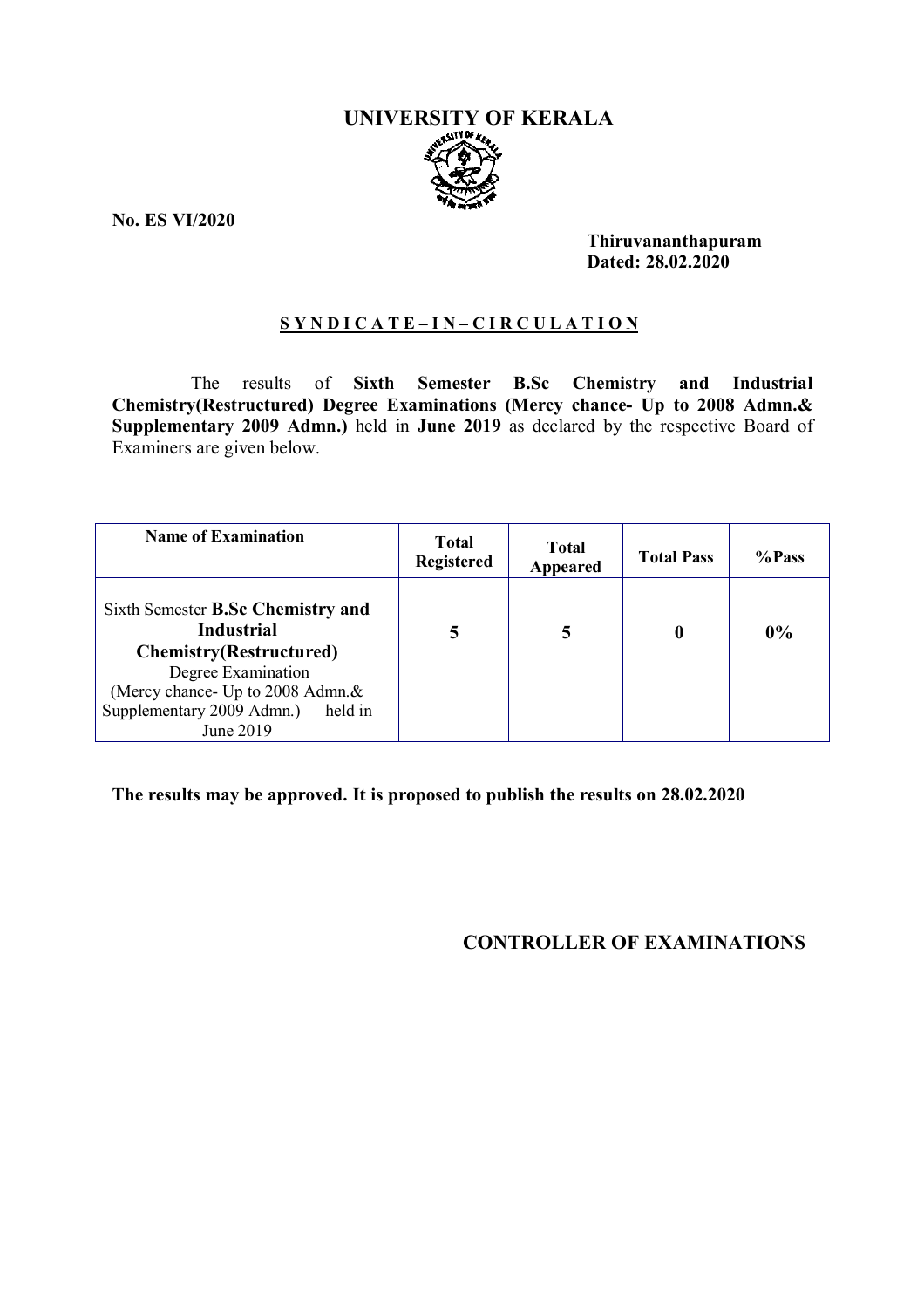# UNIVERSITY OF KERALA

**No. ES VI/2020**

**Thiruvananthapuram**
**Dated: 28.02.2020**

**S Y N D I C A T E – I N – C I R C U L A T I O N**

The results of **Sixth Semester B.Sc Chemistry and Industrial Chemistry(Restructured) Degree Examinations (Mercy chance- Up to 2008 Admn.& Supplementary 2009 Admn.)** held in **June 2019** as declared by the respective Board of Examiners are given below.

| Name of Examination | Total Registered | Total Appeared | Total Pass | %Pass |
|---|---|---|---|---|
| Sixth Semester **B.Sc Chemistry and Industrial Chemistry(Restructured)** Degree Examination (Mercy chance- Up to 2008 Admn.& Supplementary 2009 Admn.) held in June 2019 | **5** | **5** | **0** | **0%** |

**The results may be approved. It is proposed to publish the results on 28.02.2020**

**CONTROLLER OF EXAMINATIONS**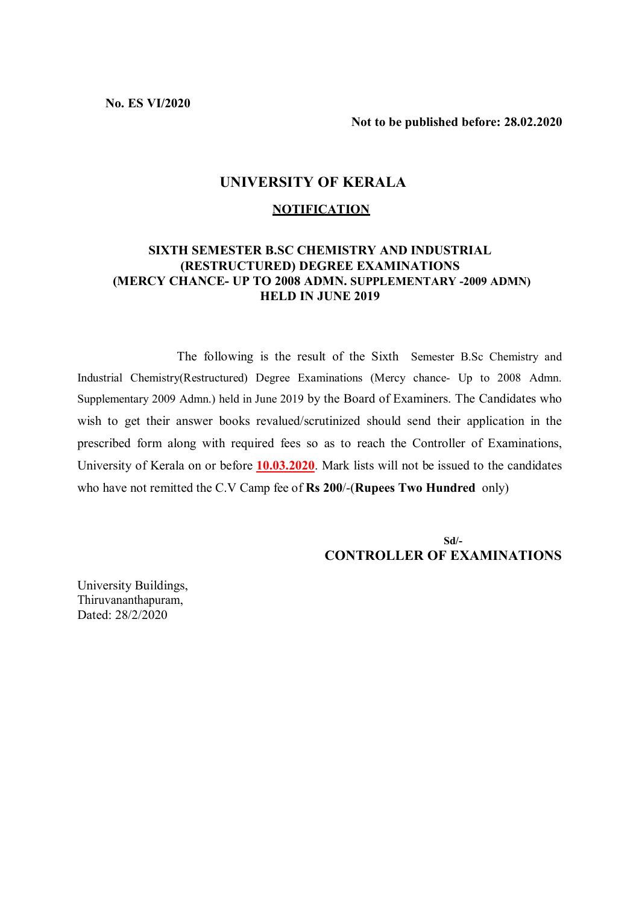**No. ES VI/2020**

**Not to be published before: 28.02.2020**

# UNIVERSITY OF KERALA

## NOTIFICATION

### SIXTH SEMESTER B.SC CHEMISTRY AND INDUSTRIAL (RESTRUCTURED) DEGREE EXAMINATIONS (MERCY CHANCE- UP TO 2008 ADMN. SUPPLEMENTARY -2009 ADMN) HELD IN JUNE 2019

The following is the result of the Sixth Semester B.Sc Chemistry and Industrial Chemistry(Restructured) Degree Examinations (Mercy chance- Up to 2008 Admn. Supplementary 2009 Admn.) held in June 2019 by the Board of Examiners. The Candidates who wish to get their answer books revalued/scrutinized should send their application in the prescribed form along with required fees so as to reach the Controller of Examinations, University of Kerala on or before **10.03.2020**. Mark lists will not be issued to the candidates who have not remitted the C.V Camp fee of **Rs 200**/-(**Rupees Two Hundred** only)

**Sd/-**
**CONTROLLER OF EXAMINATIONS**

University Buildings,
Thiruvananthapuram,
Dated: 28/2/2020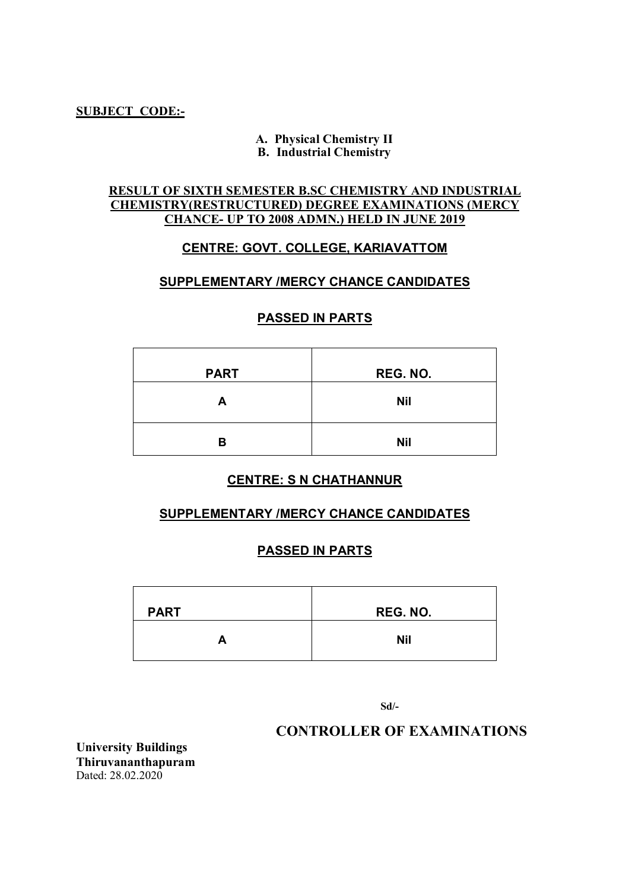**SUBJECT CODE:-**

**A. Physical Chemistry II**
**B. Industrial Chemistry**

**RESULT OF SIXTH SEMESTER B.SC CHEMISTRY AND INDUSTRIAL CHEMISTRY(RESTRUCTURED) DEGREE EXAMINATIONS (MERCY CHANCE- UP TO 2008 ADMN.) HELD IN JUNE 2019**

**CENTRE: GOVT. COLLEGE, KARIAVATTOM**

**SUPPLEMENTARY /MERCY CHANCE CANDIDATES**

**PASSED IN PARTS**

| PART | REG. NO. |
|---|---|
| A | Nil |
| B | Nil |

**CENTRE: S N CHATHANNUR**

**SUPPLEMENTARY /MERCY CHANCE CANDIDATES**

**PASSED IN PARTS**

| PART | REG. NO. |
|---|---|
| A | Nil |

Sd/-

**CONTROLLER OF EXAMINATIONS**

**University Buildings**
**Thiruvananthapuram**
Dated: 28.02.2020